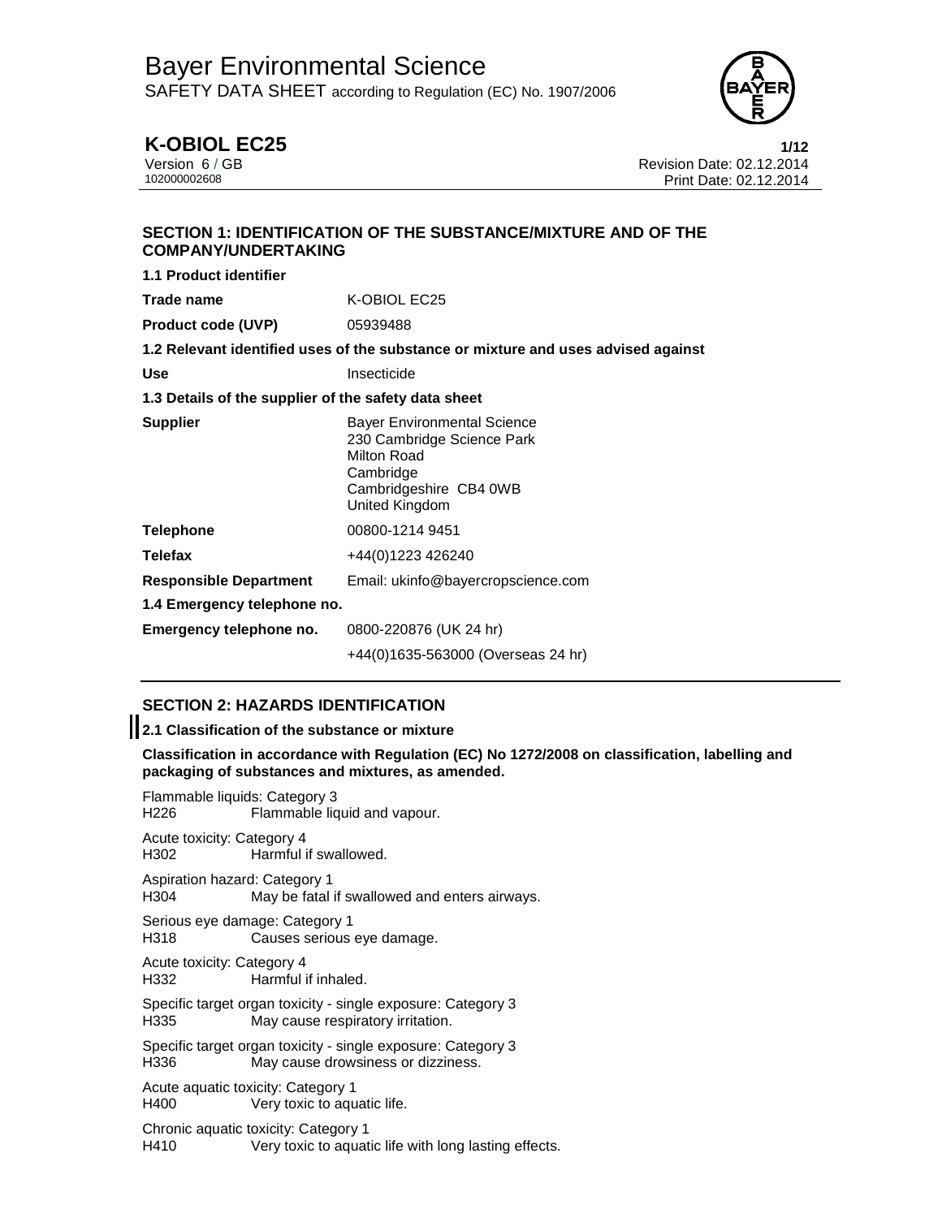# Bayer Environmental Science

SAFETY DATA SHEET according to Regulation (EC) No. 1907/2006

**K-OBIOL EC25**

Version 6 / GB
102000002608

Revision Date: 02.12.2014
Print Date: 02.12.2014

## SECTION 1: IDENTIFICATION OF THE SUBSTANCE/MIXTURE AND OF THE COMPANY/UNDERTAKING

**1.1 Product identifier**

| | |
|---|---|
| **Trade name** | K-OBIOL EC25 |
| **Product code (UVP)** | 05939488 |

**1.2 Relevant identified uses of the substance or mixture and uses advised against**

| | |
|---|---|
| **Use** | Insecticide |

**1.3 Details of the supplier of the safety data sheet**

| | |
|---|---|
| **Supplier** | Bayer Environmental Science<br>230 Cambridge Science Park<br>Milton Road<br>Cambridge<br>Cambridgeshire CB4 0WB<br>United Kingdom |
| **Telephone** | 00800-1214 9451 |
| **Telefax** | +44(0)1223 426240 |
| **Responsible Department** | Email: ukinfo@bayercropscience.com |

**1.4 Emergency telephone no.**

| | |
|---|---|
| **Emergency telephone no.** | 0800-220876 (UK 24 hr)<br>+44(0)1635-563000 (Overseas 24 hr) |

## SECTION 2: HAZARDS IDENTIFICATION

**2.1 Classification of the substance or mixture**

**Classification in accordance with Regulation (EC) No 1272/2008 on classification, labelling and packaging of substances and mixtures, as amended.**

Flammable liquids: Category 3
H226 Flammable liquid and vapour.

Acute toxicity: Category 4
H302 Harmful if swallowed.

Aspiration hazard: Category 1
H304 May be fatal if swallowed and enters airways.

Serious eye damage: Category 1
H318 Causes serious eye damage.

Acute toxicity: Category 4
H332 Harmful if inhaled.

Specific target organ toxicity - single exposure: Category 3
H335 May cause respiratory irritation.

Specific target organ toxicity - single exposure: Category 3
H336 May cause drowsiness or dizziness.

Acute aquatic toxicity: Category 1
H400 Very toxic to aquatic life.

Chronic aquatic toxicity: Category 1
H410 Very toxic to aquatic life with long lasting effects.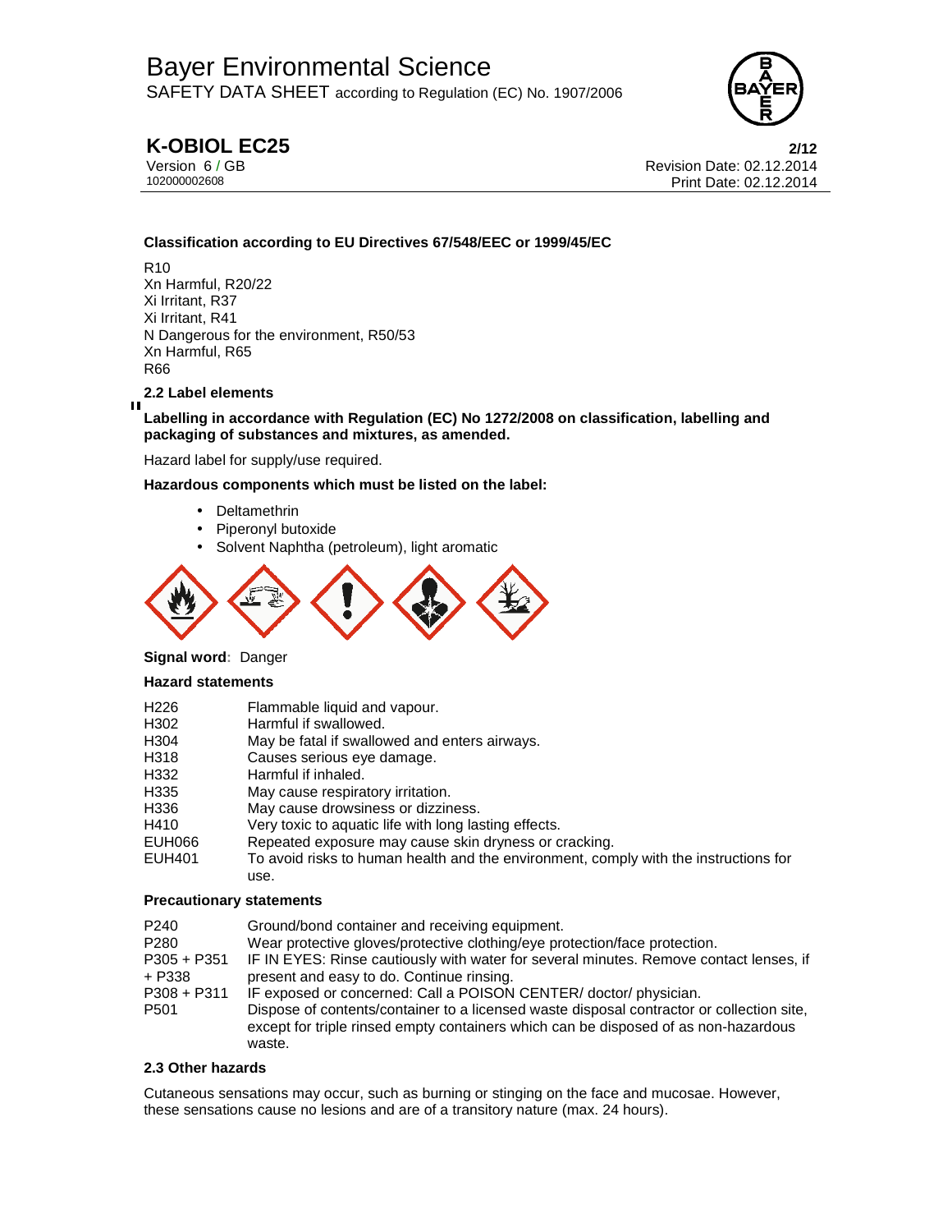**Classification according to EU Directives 67/548/EEC or 1999/45/EC**

R10
Xn Harmful, R20/22
Xi Irritant, R37
Xi Irritant, R41
N Dangerous for the environment, R50/53
Xn Harmful, R65
R66

### 2.2 Label elements

**Labelling in accordance with Regulation (EC) No 1272/2008 on classification, labelling and packaging of substances and mixtures, as amended.**

Hazard label for supply/use required.

**Hazardous components which must be listed on the label:**

- Deltamethrin
- Piperonyl butoxide
- Solvent Naphtha (petroleum), light aromatic

**Signal word**: Danger

**Hazard statements**

| | |
|---|---|
| H226 | Flammable liquid and vapour. |
| H302 | Harmful if swallowed. |
| H304 | May be fatal if swallowed and enters airways. |
| H318 | Causes serious eye damage. |
| H332 | Harmful if inhaled. |
| H335 | May cause respiratory irritation. |
| H336 | May cause drowsiness or dizziness. |
| H410 | Very toxic to aquatic life with long lasting effects. |
| EUH066 | Repeated exposure may cause skin dryness or cracking. |
| EUH401 | To avoid risks to human health and the environment, comply with the instructions for use. |

**Precautionary statements**

| | |
|---|---|
| P240 | Ground/bond container and receiving equipment. |
| P280 | Wear protective gloves/protective clothing/eye protection/face protection. |
| P305 + P351 + P338 | IF IN EYES: Rinse cautiously with water for several minutes. Remove contact lenses, if present and easy to do. Continue rinsing. |
| P308 + P311 | IF exposed or concerned: Call a POISON CENTER/ doctor/ physician. |
| P501 | Dispose of contents/container to a licensed waste disposal contractor or collection site, except for triple rinsed empty containers which can be disposed of as non-hazardous waste. |

### 2.3 Other hazards

Cutaneous sensations may occur, such as burning or stinging on the face and mucosae. However, these sensations cause no lesions and are of a transitory nature (max. 24 hours).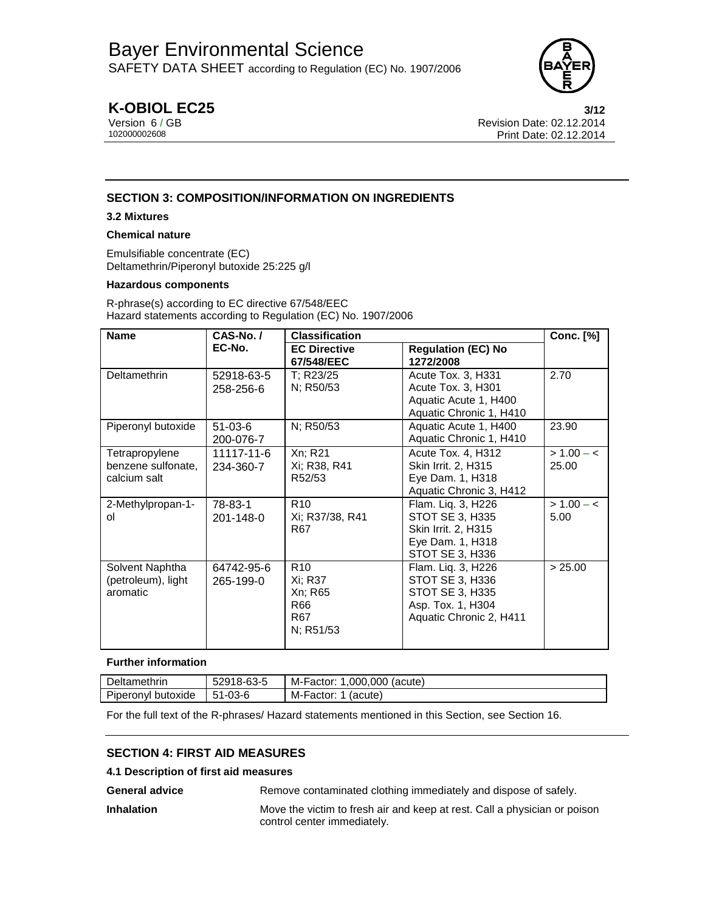## SECTION 3: COMPOSITION/INFORMATION ON INGREDIENTS

### 3.2 Mixtures

**Chemical nature**

Emulsifiable concentrate (EC)
Deltamethrin/Piperonyl butoxide 25:225 g/l

**Hazardous components**

R-phrase(s) according to EC directive 67/548/EEC
Hazard statements according to Regulation (EC) No. 1907/2006

| Name | CAS-No. / EC-No. | Classification | | Conc. [%] |
|---|---|---|---|---|
| | | **EC Directive 67/548/EEC** | **Regulation (EC) No 1272/2008** | |
| Deltamethrin | 52918-63-5<br>258-256-6 | T; R23/25<br>N; R50/53 | Acute Tox. 3, H331<br>Acute Tox. 3, H301<br>Aquatic Acute 1, H400<br>Aquatic Chronic 1, H410 | 2.70 |
| Piperonyl butoxide | 51-03-6<br>200-076-7 | N; R50/53 | Aquatic Acute 1, H400<br>Aquatic Chronic 1, H410 | 23.90 |
| Tetrapropylene benzene sulfonate, calcium salt | 11117-11-6<br>234-360-7 | Xn; R21<br>Xi; R38, R41<br>R52/53 | Acute Tox. 4, H312<br>Skin Irrit. 2, H315<br>Eye Dam. 1, H318<br>Aquatic Chronic 3, H412 | > 1.00 – < 25.00 |
| 2-Methylpropan-1-ol | 78-83-1<br>201-148-0 | R10<br>Xi; R37/38, R41<br>R67 | Flam. Liq. 3, H226<br>STOT SE 3, H335<br>Skin Irrit. 2, H315<br>Eye Dam. 1, H318<br>STOT SE 3, H336 | > 1.00 – < 5.00 |
| Solvent Naphtha (petroleum), light aromatic | 64742-95-6<br>265-199-0 | R10<br>Xi; R37<br>Xn; R65<br>R66<br>R67<br>N; R51/53 | Flam. Liq. 3, H226<br>STOT SE 3, H336<br>STOT SE 3, H335<br>Asp. Tox. 1, H304<br>Aquatic Chronic 2, H411 | > 25.00 |

**Further information**

| Deltamethrin | 52918-63-5 | M-Factor: 1,000,000 (acute) |
|---|---|---|
| Piperonyl butoxide | 51-03-6 | M-Factor: 1 (acute) |

For the full text of the R-phrases/ Hazard statements mentioned in this Section, see Section 16.

## SECTION 4: FIRST AID MEASURES

### 4.1 Description of first aid measures

**General advice** Remove contaminated clothing immediately and dispose of safely.

**Inhalation** Move the victim to fresh air and keep at rest. Call a physician or poison control center immediately.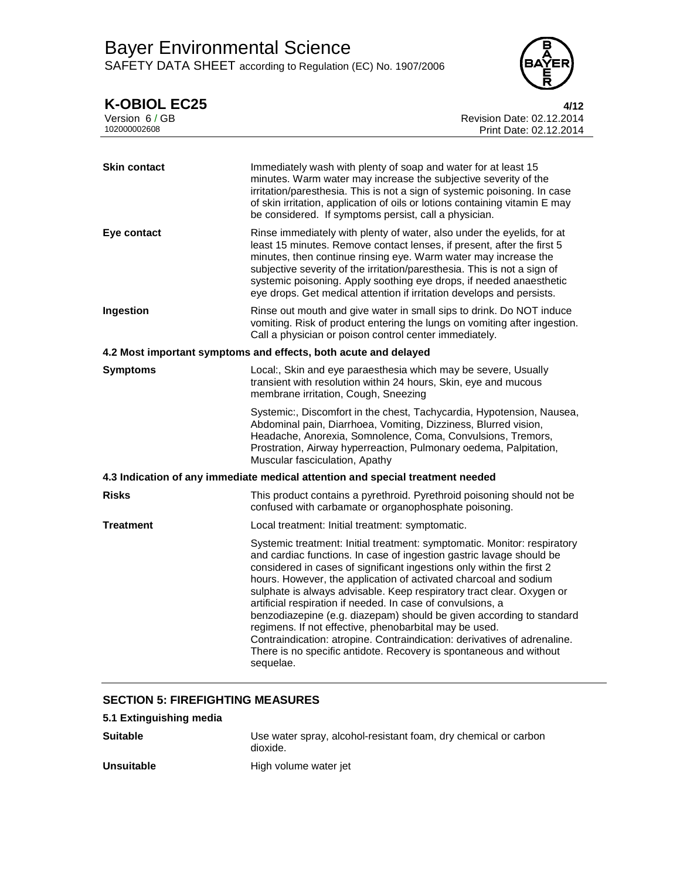| | |
|---|---|
| **Skin contact** | Immediately wash with plenty of soap and water for at least 15 minutes. Warm water may increase the subjective severity of the irritation/paresthesia. This is not a sign of systemic poisoning. In case of skin irritation, application of oils or lotions containing vitamin E may be considered. If symptoms persist, call a physician. |
| **Eye contact** | Rinse immediately with plenty of water, also under the eyelids, for at least 15 minutes. Remove contact lenses, if present, after the first 5 minutes, then continue rinsing eye. Warm water may increase the subjective severity of the irritation/paresthesia. This is not a sign of systemic poisoning. Apply soothing eye drops, if needed anaesthetic eye drops. Get medical attention if irritation develops and persists. |
| **Ingestion** | Rinse out mouth and give water in small sips to drink. Do NOT induce vomiting. Risk of product entering the lungs on vomiting after ingestion. Call a physician or poison control center immediately. |

**4.2 Most important symptoms and effects, both acute and delayed**

| | |
|---|---|
| **Symptoms** | Local:, Skin and eye paraesthesia which may be severe, Usually transient with resolution within 24 hours, Skin, eye and mucous membrane irritation, Cough, Sneezing |
| | Systemic:, Discomfort in the chest, Tachycardia, Hypotension, Nausea, Abdominal pain, Diarrhoea, Vomiting, Dizziness, Blurred vision, Headache, Anorexia, Somnolence, Coma, Convulsions, Tremors, Prostration, Airway hyperreaction, Pulmonary oedema, Palpitation, Muscular fasciculation, Apathy |

**4.3 Indication of any immediate medical attention and special treatment needed**

| | |
|---|---|
| **Risks** | This product contains a pyrethroid. Pyrethroid poisoning should not be confused with carbamate or organophosphate poisoning. |
| **Treatment** | Local treatment: Initial treatment: symptomatic. |
| | Systemic treatment: Initial treatment: symptomatic. Monitor: respiratory and cardiac functions. In case of ingestion gastric lavage should be considered in cases of significant ingestions only within the first 2 hours. However, the application of activated charcoal and sodium sulphate is always advisable. Keep respiratory tract clear. Oxygen or artificial respiration if needed. In case of convulsions, a benzodiazepine (e.g. diazepam) should be given according to standard regimens. If not effective, phenobarbital may be used. Contraindication: atropine. Contraindication: derivatives of adrenaline. There is no specific antidote. Recovery is spontaneous and without sequelae. |

## SECTION 5: FIREFIGHTING MEASURES

**5.1 Extinguishing media**

| | |
|---|---|
| **Suitable** | Use water spray, alcohol-resistant foam, dry chemical or carbon dioxide. |
| **Unsuitable** | High volume water jet |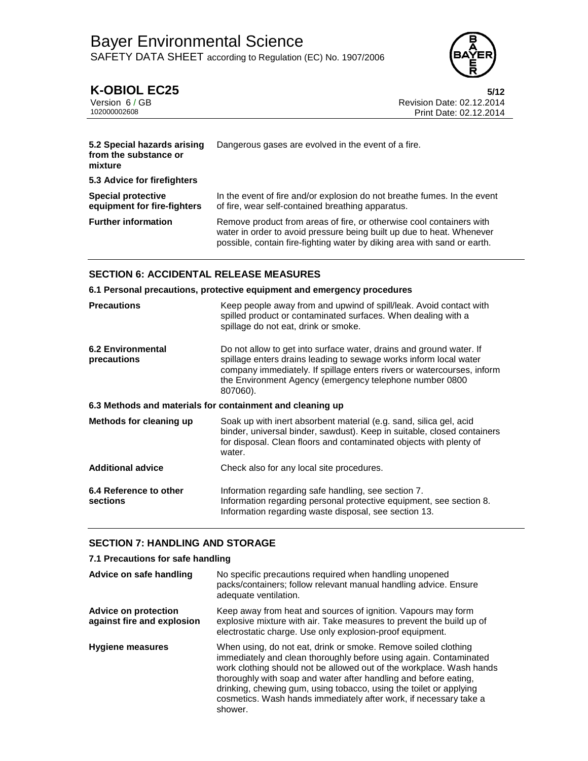| | |
|---|---|
| **5.2 Special hazards arising from the substance or mixture** | Dangerous gases are evolved in the event of a fire. |
| **5.3 Advice for firefighters** | |
| **Special protective equipment for fire-fighters** | In the event of fire and/or explosion do not breathe fumes. In the event of fire, wear self-contained breathing apparatus. |
| **Further information** | Remove product from areas of fire, or otherwise cool containers with water in order to avoid pressure being built up due to heat. Whenever possible, contain fire-fighting water by diking area with sand or earth. |

## SECTION 6: ACCIDENTAL RELEASE MEASURES

### 6.1 Personal precautions, protective equipment and emergency procedures

| | |
|---|---|
| **Precautions** | Keep people away from and upwind of spill/leak. Avoid contact with spilled product or contaminated surfaces. When dealing with a spillage do not eat, drink or smoke. |
| **6.2 Environmental precautions** | Do not allow to get into surface water, drains and ground water. If spillage enters drains leading to sewage works inform local water company immediately. If spillage enters rivers or watercourses, inform the Environment Agency (emergency telephone number 0800 807060). |

### 6.3 Methods and materials for containment and cleaning up

| | |
|---|---|
| **Methods for cleaning up** | Soak up with inert absorbent material (e.g. sand, silica gel, acid binder, universal binder, sawdust). Keep in suitable, closed containers for disposal. Clean floors and contaminated objects with plenty of water. |
| **Additional advice** | Check also for any local site procedures. |
| **6.4 Reference to other sections** | Information regarding safe handling, see section 7.<br>Information regarding personal protective equipment, see section 8.<br>Information regarding waste disposal, see section 13. |

## SECTION 7: HANDLING AND STORAGE

### 7.1 Precautions for safe handling

| | |
|---|---|
| **Advice on safe handling** | No specific precautions required when handling unopened packs/containers; follow relevant manual handling advice. Ensure adequate ventilation. |
| **Advice on protection against fire and explosion** | Keep away from heat and sources of ignition. Vapours may form explosive mixture with air. Take measures to prevent the build up of electrostatic charge. Use only explosion-proof equipment. |
| **Hygiene measures** | When using, do not eat, drink or smoke. Remove soiled clothing immediately and clean thoroughly before using again. Contaminated work clothing should not be allowed out of the workplace. Wash hands thoroughly with soap and water after handling and before eating, drinking, chewing gum, using tobacco, using the toilet or applying cosmetics. Wash hands immediately after work, if necessary take a shower. |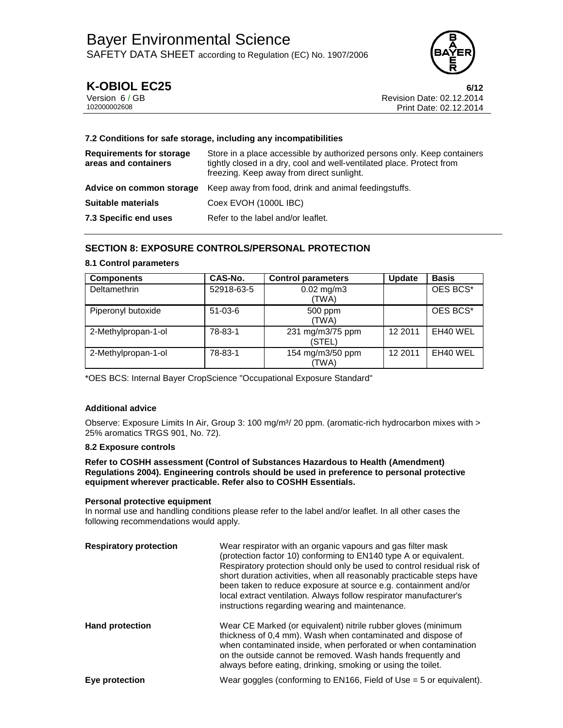### 7.2 Conditions for safe storage, including any incompatibilities

| | |
|---|---|
| **Requirements for storage areas and containers** | Store in a place accessible by authorized persons only. Keep containers tightly closed in a dry, cool and well-ventilated place. Protect from freezing. Keep away from direct sunlight. |
| **Advice on common storage** | Keep away from food, drink and animal feedingstuffs. |
| **Suitable materials** | Coex EVOH (1000L IBC) |
| **7.3 Specific end uses** | Refer to the label and/or leaflet. |

## SECTION 8: EXPOSURE CONTROLS/PERSONAL PROTECTION

### 8.1 Control parameters

| Components | CAS-No. | Control parameters | Update | Basis |
|---|---|---|---|---|
| Deltamethrin | 52918-63-5 | 0.02 mg/m3 (TWA) | | OES BCS* |
| Piperonyl butoxide | 51-03-6 | 500 ppm (TWA) | | OES BCS* |
| 2-Methylpropan-1-ol | 78-83-1 | 231 mg/m3/75 ppm (STEL) | 12 2011 | EH40 WEL |
| 2-Methylpropan-1-ol | 78-83-1 | 154 mg/m3/50 ppm (TWA) | 12 2011 | EH40 WEL |

*OES BCS: Internal Bayer CropScience "Occupational Exposure Standard"

**Additional advice**

Observe: Exposure Limits In Air, Group 3: 100 mg/m³/ 20 ppm. (aromatic-rich hydrocarbon mixes with > 25% aromatics TRGS 901, No. 72).

**8.2 Exposure controls**

**Refer to COSHH assessment (Control of Substances Hazardous to Health (Amendment) Regulations 2004). Engineering controls should be used in preference to personal protective equipment wherever practicable. Refer also to COSHH Essentials.**

**Personal protective equipment**

In normal use and handling conditions please refer to the label and/or leaflet. In all other cases the following recommendations would apply.

| | |
|---|---|
| **Respiratory protection** | Wear respirator with an organic vapours and gas filter mask (protection factor 10) conforming to EN140 type A or equivalent. Respiratory protection should only be used to control residual risk of short duration activities, when all reasonably practicable steps have been taken to reduce exposure at source e.g. containment and/or local extract ventilation. Always follow respirator manufacturer's instructions regarding wearing and maintenance. |
| **Hand protection** | Wear CE Marked (or equivalent) nitrile rubber gloves (minimum thickness of 0,4 mm). Wash when contaminated and dispose of when contaminated inside, when perforated or when contamination on the outside cannot be removed. Wash hands frequently and always before eating, drinking, smoking or using the toilet. |
| **Eye protection** | Wear goggles (conforming to EN166, Field of Use = 5 or equivalent). |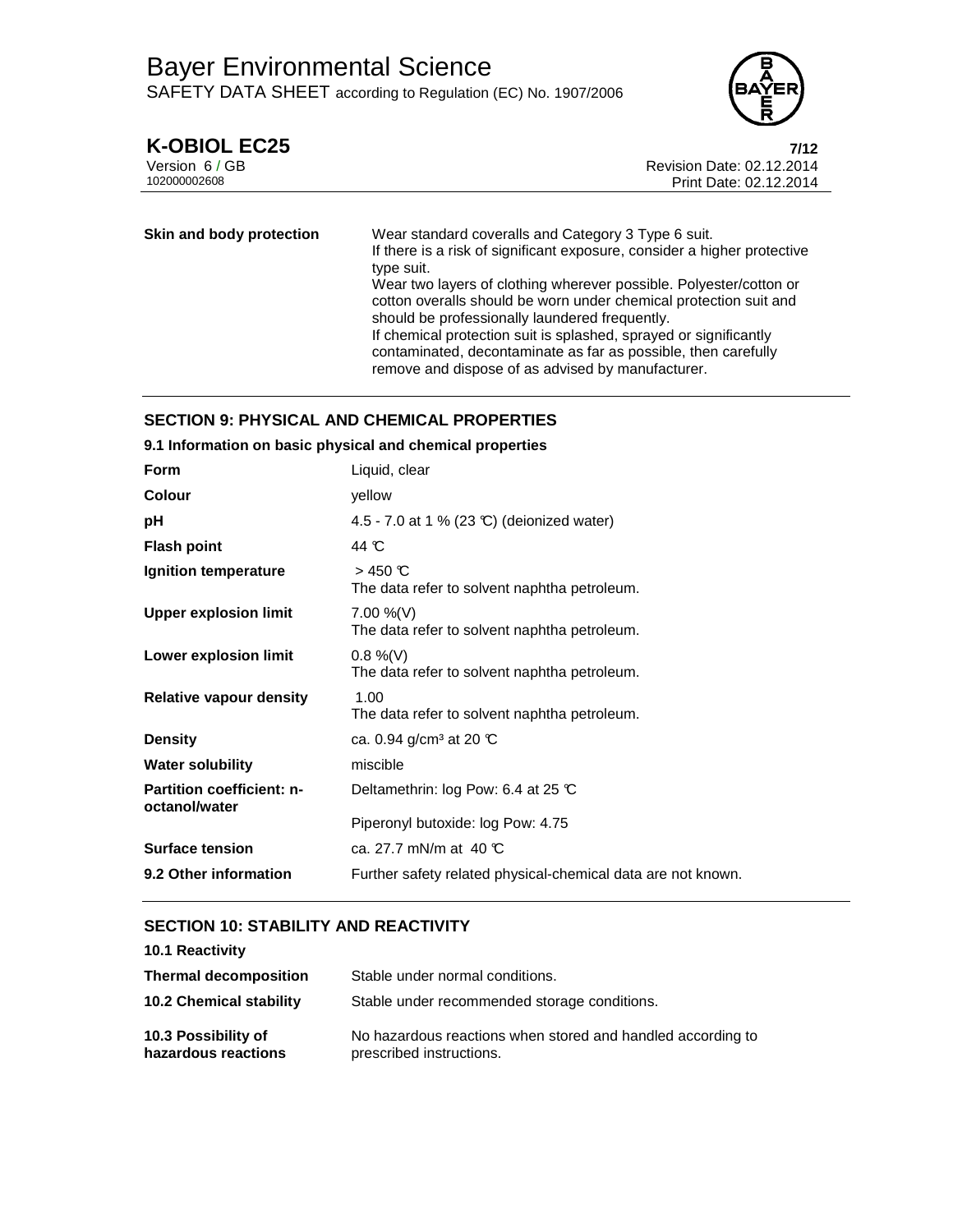| | |
|---|---|
| **Skin and body protection** | Wear standard coveralls and Category 3 Type 6 suit.<br>If there is a risk of significant exposure, consider a higher protective type suit.<br>Wear two layers of clothing wherever possible. Polyester/cotton or cotton overalls should be worn under chemical protection suit and should be professionally laundered frequently.<br>If chemical protection suit is splashed, sprayed or significantly contaminated, decontaminate as far as possible, then carefully remove and dispose of as advised by manufacturer. |

## SECTION 9: PHYSICAL AND CHEMICAL PROPERTIES

### 9.1 Information on basic physical and chemical properties

| | |
|---|---|
| **Form** | Liquid, clear |
| **Colour** | yellow |
| **pH** | 4.5 - 7.0 at 1 % (23 °C) (deionized water) |
| **Flash point** | 44 °C |
| **Ignition temperature** | > 450 °C<br>The data refer to solvent naphtha petroleum. |
| **Upper explosion limit** | 7.00 %(V)<br>The data refer to solvent naphtha petroleum. |
| **Lower explosion limit** | 0.8 %(V)<br>The data refer to solvent naphtha petroleum. |
| **Relative vapour density** | 1.00<br>The data refer to solvent naphtha petroleum. |
| **Density** | ca. 0.94 g/cm³ at 20 °C |
| **Water solubility** | miscible |
| **Partition coefficient: n-octanol/water** | Deltamethrin: log Pow: 6.4 at 25 °C<br>Piperonyl butoxide: log Pow: 4.75 |
| **Surface tension** | ca. 27.7 mN/m at 40 °C |
| **9.2 Other information** | Further safety related physical-chemical data are not known. |

## SECTION 10: STABILITY AND REACTIVITY

### 10.1 Reactivity

| | |
|---|---|
| **Thermal decomposition** | Stable under normal conditions. |
| **10.2 Chemical stability** | Stable under recommended storage conditions. |
| **10.3 Possibility of hazardous reactions** | No hazardous reactions when stored and handled according to prescribed instructions. |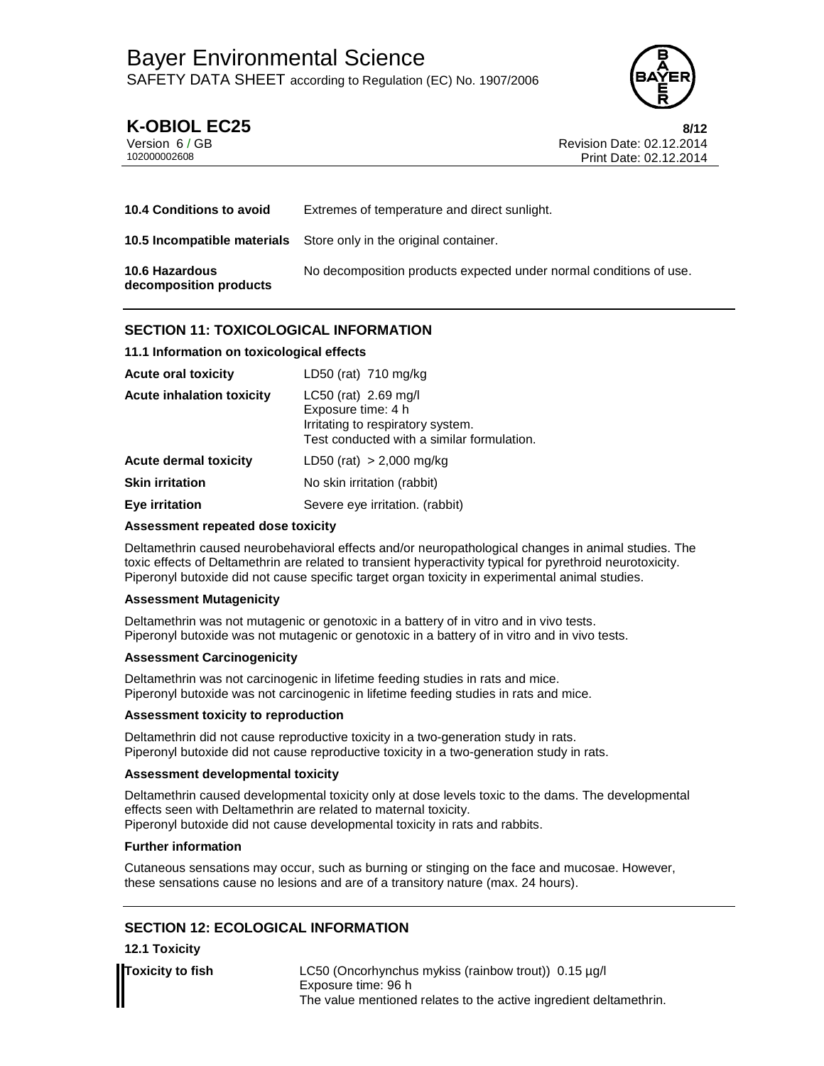| | |
|---|---|
| **10.4 Conditions to avoid** | Extremes of temperature and direct sunlight. |
| **10.5 Incompatible materials** | Store only in the original container. |
| **10.6 Hazardous decomposition products** | No decomposition products expected under normal conditions of use. |

## SECTION 11: TOXICOLOGICAL INFORMATION

### 11.1 Information on toxicological effects

| | |
|---|---|
| **Acute oral toxicity** | LD50 (rat) 710 mg/kg |
| **Acute inhalation toxicity** | LC50 (rat) 2.69 mg/l<br>Exposure time: 4 h<br>Irritating to respiratory system.<br>Test conducted with a similar formulation. |
| **Acute dermal toxicity** | LD50 (rat) > 2,000 mg/kg |
| **Skin irritation** | No skin irritation (rabbit) |
| **Eye irritation** | Severe eye irritation. (rabbit) |

**Assessment repeated dose toxicity**

Deltamethrin caused neurobehavioral effects and/or neuropathological changes in animal studies. The toxic effects of Deltamethrin are related to transient hyperactivity typical for pyrethroid neurotoxicity. Piperonyl butoxide did not cause specific target organ toxicity in experimental animal studies.

**Assessment Mutagenicity**

Deltamethrin was not mutagenic or genotoxic in a battery of in vitro and in vivo tests.
Piperonyl butoxide was not mutagenic or genotoxic in a battery of in vitro and in vivo tests.

**Assessment Carcinogenicity**

Deltamethrin was not carcinogenic in lifetime feeding studies in rats and mice.
Piperonyl butoxide was not carcinogenic in lifetime feeding studies in rats and mice.

**Assessment toxicity to reproduction**

Deltamethrin did not cause reproductive toxicity in a two-generation study in rats.
Piperonyl butoxide did not cause reproductive toxicity in a two-generation study in rats.

**Assessment developmental toxicity**

Deltamethrin caused developmental toxicity only at dose levels toxic to the dams. The developmental effects seen with Deltamethrin are related to maternal toxicity.
Piperonyl butoxide did not cause developmental toxicity in rats and rabbits.

**Further information**

Cutaneous sensations may occur, such as burning or stinging on the face and mucosae. However, these sensations cause no lesions and are of a transitory nature (max. 24 hours).

## SECTION 12: ECOLOGICAL INFORMATION

### 12.1 Toxicity

| | |
|---|---|
| **Toxicity to fish** | LC50 (Oncorhynchus mykiss (rainbow trout)) 0.15 µg/l<br>Exposure time: 96 h<br>The value mentioned relates to the active ingredient deltamethrin. |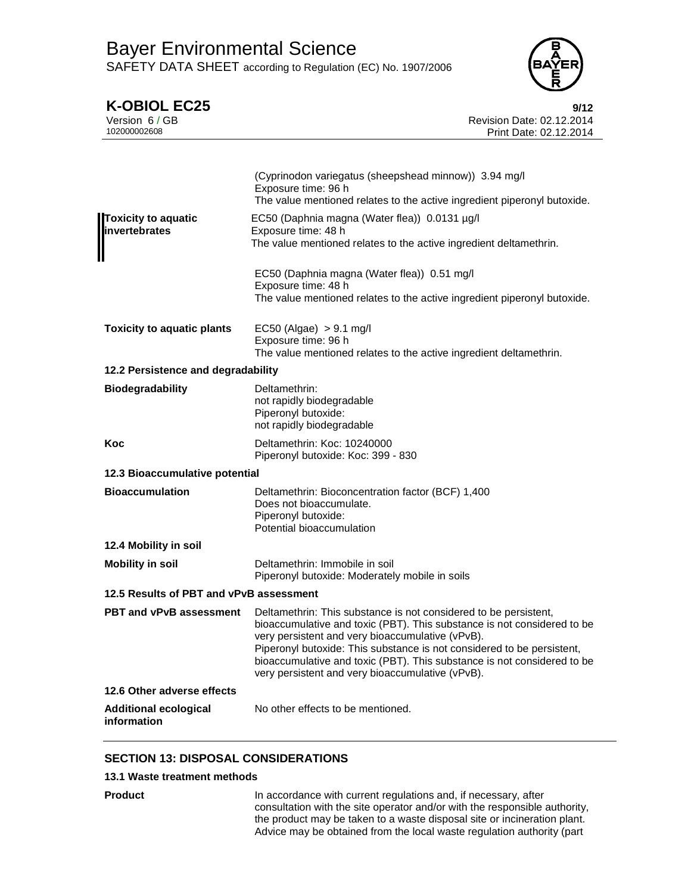| | |
|---|---|
| | (Cyprinodon variegatus (sheepshead minnow)) 3.94 mg/l<br>Exposure time: 96 h<br>The value mentioned relates to the active ingredient piperonyl butoxide. |
| **Toxicity to aquatic invertebrates** | EC50 (Daphnia magna (Water flea)) 0.0131 µg/l<br>Exposure time: 48 h<br>The value mentioned relates to the active ingredient deltamethrin. |
| | EC50 (Daphnia magna (Water flea)) 0.51 mg/l<br>Exposure time: 48 h<br>The value mentioned relates to the active ingredient piperonyl butoxide. |
| **Toxicity to aquatic plants** | EC50 (Algae) > 9.1 mg/l<br>Exposure time: 96 h<br>The value mentioned relates to the active ingredient deltamethrin. |

**12.2 Persistence and degradability**

| | |
|---|---|
| **Biodegradability** | Deltamethrin:<br>not rapidly biodegradable<br>Piperonyl butoxide:<br>not rapidly biodegradable |
| **Koc** | Deltamethrin: Koc: 10240000<br>Piperonyl butoxide: Koc: 399 - 830 |

**12.3 Bioaccumulative potential**

| | |
|---|---|
| **Bioaccumulation** | Deltamethrin: Bioconcentration factor (BCF) 1,400<br>Does not bioaccumulate.<br>Piperonyl butoxide:<br>Potential bioaccumulation |

**12.4 Mobility in soil**

| | |
|---|---|
| **Mobility in soil** | Deltamethrin: Immobile in soil<br>Piperonyl butoxide: Moderately mobile in soils |

**12.5 Results of PBT and vPvB assessment**

| | |
|---|---|
| **PBT and vPvB assessment** | Deltamethrin: This substance is not considered to be persistent, bioaccumulative and toxic (PBT). This substance is not considered to be very persistent and very bioaccumulative (vPvB).<br>Piperonyl butoxide: This substance is not considered to be persistent, bioaccumulative and toxic (PBT). This substance is not considered to be very persistent and very bioaccumulative (vPvB). |

**12.6 Other adverse effects**

| | |
|---|---|
| **Additional ecological information** | No other effects to be mentioned. |

## SECTION 13: DISPOSAL CONSIDERATIONS

**13.1 Waste treatment methods**

| | |
|---|---|
| **Product** | In accordance with current regulations and, if necessary, after consultation with the site operator and/or with the responsible authority, the product may be taken to a waste disposal site or incineration plant. Advice may be obtained from the local waste regulation authority (part |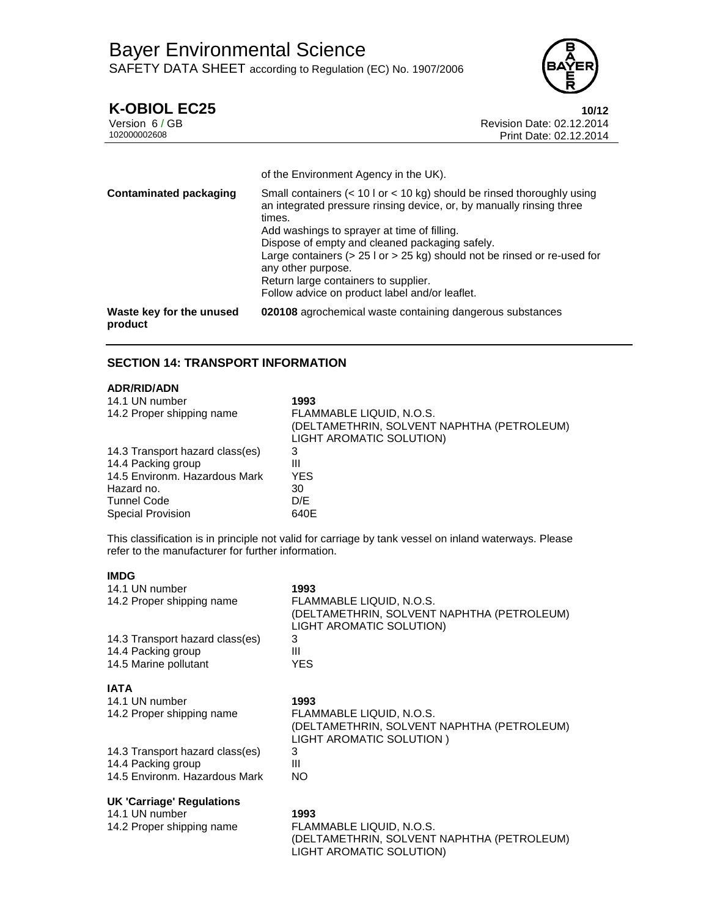| | |
|---|---|
| | of the Environment Agency in the UK). |
| **Contaminated packaging** | Small containers (< 10 l or < 10 kg) should be rinsed thoroughly using an integrated pressure rinsing device, or, by manually rinsing three times.<br>Add washings to sprayer at time of filling.<br>Dispose of empty and cleaned packaging safely.<br>Large containers (> 25 l or > 25 kg) should not be rinsed or re-used for any other purpose.<br>Return large containers to supplier.<br>Follow advice on product label and/or leaflet. |
| **Waste key for the unused product** | **020108** agrochemical waste containing dangerous substances |

## SECTION 14: TRANSPORT INFORMATION

**ADR/RID/ADN**

| | |
|---|---|
| 14.1 UN number | **1993** |
| 14.2 Proper shipping name | FLAMMABLE LIQUID, N.O.S. (DELTAMETHRIN, SOLVENT NAPHTHA (PETROLEUM) LIGHT AROMATIC SOLUTION) |
| 14.3 Transport hazard class(es) | 3 |
| 14.4 Packing group | III |
| 14.5 Environm. Hazardous Mark | YES |
| Hazard no. | 30 |
| Tunnel Code | D/E |
| Special Provision | 640E |

This classification is in principle not valid for carriage by tank vessel on inland waterways. Please refer to the manufacturer for further information.

**IMDG**

| | |
|---|---|
| 14.1 UN number | **1993** |
| 14.2 Proper shipping name | FLAMMABLE LIQUID, N.O.S. (DELTAMETHRIN, SOLVENT NAPHTHA (PETROLEUM) LIGHT AROMATIC SOLUTION) |
| 14.3 Transport hazard class(es) | 3 |
| 14.4 Packing group | III |
| 14.5 Marine pollutant | YES |

**IATA**

| | |
|---|---|
| 14.1 UN number | **1993** |
| 14.2 Proper shipping name | FLAMMABLE LIQUID, N.O.S. (DELTAMETHRIN, SOLVENT NAPHTHA (PETROLEUM) LIGHT AROMATIC SOLUTION ) |
| 14.3 Transport hazard class(es) | 3 |
| 14.4 Packing group | III |
| 14.5 Environm. Hazardous Mark | NO |

**UK 'Carriage' Regulations**

| | |
|---|---|
| 14.1 UN number | **1993** |
| 14.2 Proper shipping name | FLAMMABLE LIQUID, N.O.S. (DELTAMETHRIN, SOLVENT NAPHTHA (PETROLEUM) LIGHT AROMATIC SOLUTION) |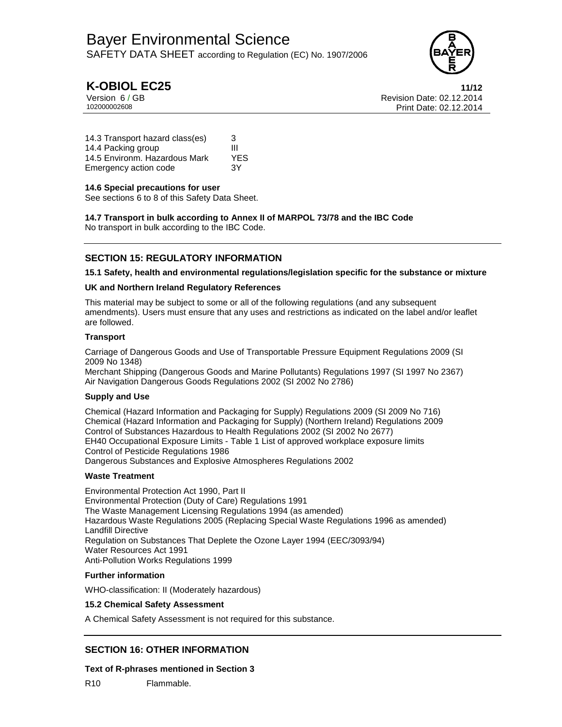| | |
|---|---|
| 14.3 Transport hazard class(es) | 3 |
| 14.4 Packing group | III |
| 14.5 Environm. Hazardous Mark | YES |
| Emergency action code | 3Y |

**14.6 Special precautions for user**

See sections 6 to 8 of this Safety Data Sheet.

**14.7 Transport in bulk according to Annex II of MARPOL 73/78 and the IBC Code**

No transport in bulk according to the IBC Code.

## SECTION 15: REGULATORY INFORMATION

**15.1 Safety, health and environmental regulations/legislation specific for the substance or mixture**

**UK and Northern Ireland Regulatory References**

This material may be subject to some or all of the following regulations (and any subsequent amendments). Users must ensure that any uses and restrictions as indicated on the label and/or leaflet are followed.

**Transport**

Carriage of Dangerous Goods and Use of Transportable Pressure Equipment Regulations 2009 (SI 2009 No 1348)
Merchant Shipping (Dangerous Goods and Marine Pollutants) Regulations 1997 (SI 1997 No 2367)
Air Navigation Dangerous Goods Regulations 2002 (SI 2002 No 2786)

**Supply and Use**

Chemical (Hazard Information and Packaging for Supply) Regulations 2009 (SI 2009 No 716)
Chemical (Hazard Information and Packaging for Supply) (Northern Ireland) Regulations 2009
Control of Substances Hazardous to Health Regulations 2002 (SI 2002 No 2677)
EH40 Occupational Exposure Limits - Table 1 List of approved workplace exposure limits
Control of Pesticide Regulations 1986
Dangerous Substances and Explosive Atmospheres Regulations 2002

**Waste Treatment**

Environmental Protection Act 1990, Part II
Environmental Protection (Duty of Care) Regulations 1991
The Waste Management Licensing Regulations 1994 (as amended)
Hazardous Waste Regulations 2005 (Replacing Special Waste Regulations 1996 as amended)
Landfill Directive
Regulation on Substances That Deplete the Ozone Layer 1994 (EEC/3093/94)
Water Resources Act 1991
Anti-Pollution Works Regulations 1999

**Further information**

WHO-classification: II (Moderately hazardous)

**15.2 Chemical Safety Assessment**

A Chemical Safety Assessment is not required for this substance.

## SECTION 16: OTHER INFORMATION

**Text of R-phrases mentioned in Section 3**

R10 Flammable.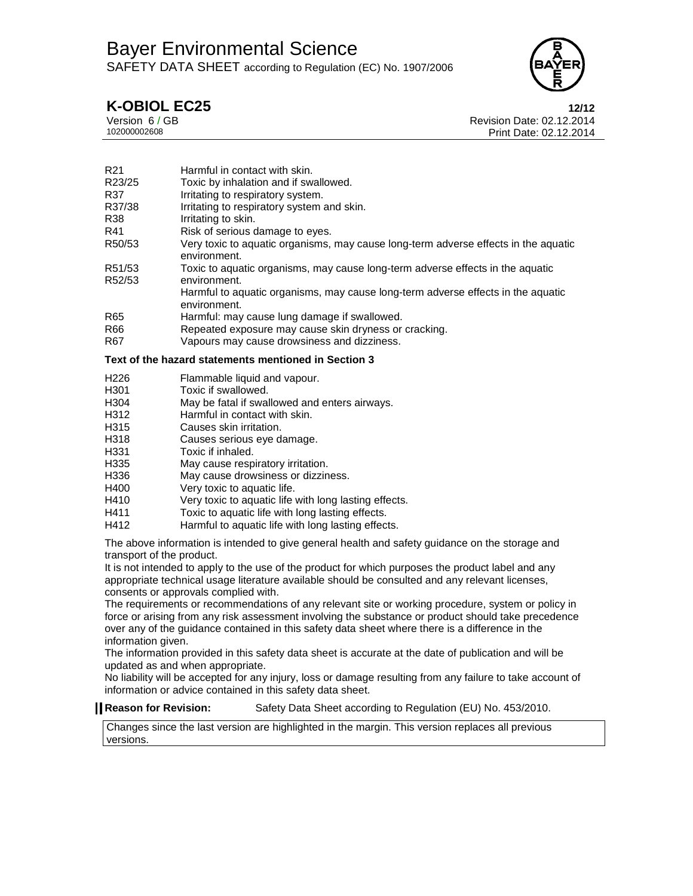| | |
|---|---|
| R21 | Harmful in contact with skin. |
| R23/25 | Toxic by inhalation and if swallowed. |
| R37 | Irritating to respiratory system. |
| R37/38 | Irritating to respiratory system and skin. |
| R38 | Irritating to skin. |
| R41 | Risk of serious damage to eyes. |
| R50/53 | Very toxic to aquatic organisms, may cause long-term adverse effects in the aquatic environment. |
| R51/53 | Toxic to aquatic organisms, may cause long-term adverse effects in the aquatic environment. |
| R52/53 | Harmful to aquatic organisms, may cause long-term adverse effects in the aquatic environment. |
| R65 | Harmful: may cause lung damage if swallowed. |
| R66 | Repeated exposure may cause skin dryness or cracking. |
| R67 | Vapours may cause drowsiness and dizziness. |

**Text of the hazard statements mentioned in Section 3**

| | |
|---|---|
| H226 | Flammable liquid and vapour. |
| H301 | Toxic if swallowed. |
| H304 | May be fatal if swallowed and enters airways. |
| H312 | Harmful in contact with skin. |
| H315 | Causes skin irritation. |
| H318 | Causes serious eye damage. |
| H331 | Toxic if inhaled. |
| H335 | May cause respiratory irritation. |
| H336 | May cause drowsiness or dizziness. |
| H400 | Very toxic to aquatic life. |
| H410 | Very toxic to aquatic life with long lasting effects. |
| H411 | Toxic to aquatic life with long lasting effects. |
| H412 | Harmful to aquatic life with long lasting effects. |

The above information is intended to give general health and safety guidance on the storage and transport of the product.
It is not intended to apply to the use of the product for which purposes the product label and any appropriate technical usage literature available should be consulted and any relevant licenses, consents or approvals complied with.
The requirements or recommendations of any relevant site or working procedure, system or policy in force or arising from any risk assessment involving the substance or product should take precedence over any of the guidance contained in this safety data sheet where there is a difference in the information given.
The information provided in this safety data sheet is accurate at the date of publication and will be updated as and when appropriate.
No liability will be accepted for any injury, loss or damage resulting from any failure to take account of information or advice contained in this safety data sheet.

**Reason for Revision:** Safety Data Sheet according to Regulation (EU) No. 453/2010.

Changes since the last version are highlighted in the margin. This version replaces all previous versions.